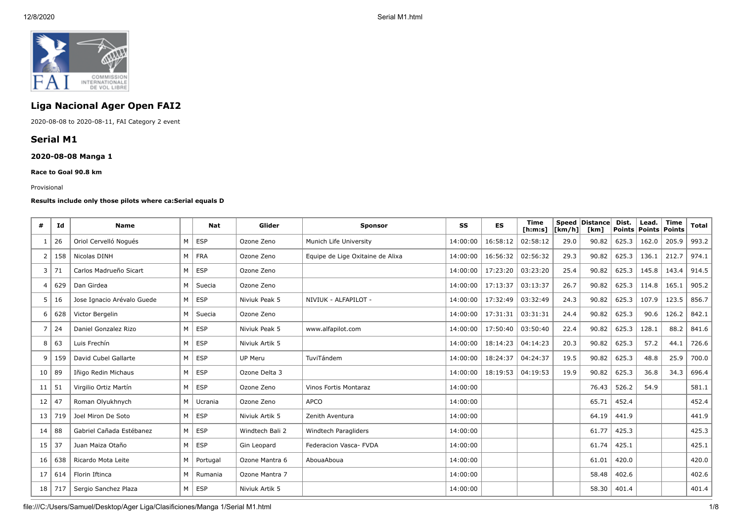## Liga Nacional Ager Open FAI2

2020-08-08 to 2020-08-11, FAI Category 2 event

## Serial M1

### 2020-08-08 Manga 1

**Race to Goal 90.8 km**

Provisional

**Results include only those pilots where ca:Serial equals D**

| # | Id | Name | | Nat | Glider | Sponsor | SS | ES | Time [h:m:s] | Speed [km/h] | Distance [km] | Dist. Points | Lead. Points | Time Points | Total |
|---|---|---|---|---|---|---|---|---|---|---|---|---|---|---|---|
| 1 | 26 | Oriol Cervelló Nogués | M | ESP | Ozone Zeno | Munich Life University | 14:00:00 | 16:58:12 | 02:58:12 | 29.0 | 90.82 | 625.3 | 162.0 | 205.9 | 993.2 |
| 2 | 158 | Nicolas DINH | M | FRA | Ozone Zeno | Equipe de Lige Oxitaine de Alixa | 14:00:00 | 16:56:32 | 02:56:32 | 29.3 | 90.82 | 625.3 | 136.1 | 212.7 | 974.1 |
| 3 | 71 | Carlos Madrueño Sicart | M | ESP | Ozone Zeno | | 14:00:00 | 17:23:20 | 03:23:20 | 25.4 | 90.82 | 625.3 | 145.8 | 143.4 | 914.5 |
| 4 | 629 | Dan Girdea | M | Suecia | Ozone Zeno | | 14:00:00 | 17:13:37 | 03:13:37 | 26.7 | 90.82 | 625.3 | 114.8 | 165.1 | 905.2 |
| 5 | 16 | Jose Ignacio Arévalo Guede | M | ESP | Niviuk Peak 5 | NIVIUK - ALFAPILOT - | 14:00:00 | 17:32:49 | 03:32:49 | 24.3 | 90.82 | 625.3 | 107.9 | 123.5 | 856.7 |
| 6 | 628 | Victor Bergelin | M | Suecia | Ozone Zeno | | 14:00:00 | 17:31:31 | 03:31:31 | 24.4 | 90.82 | 625.3 | 90.6 | 126.2 | 842.1 |
| 7 | 24 | Daniel Gonzalez Rizo | M | ESP | Niviuk Peak 5 | www.alfapilot.com | 14:00:00 | 17:50:40 | 03:50:40 | 22.4 | 90.82 | 625.3 | 128.1 | 88.2 | 841.6 |
| 8 | 63 | Luis Frechín | M | ESP | Niviuk Artik 5 | | 14:00:00 | 18:14:23 | 04:14:23 | 20.3 | 90.82 | 625.3 | 57.2 | 44.1 | 726.6 |
| 9 | 159 | David Cubel Gallarte | M | ESP | UP Meru | TuviTándem | 14:00:00 | 18:24:37 | 04:24:37 | 19.5 | 90.82 | 625.3 | 48.8 | 25.9 | 700.0 |
| 10 | 89 | Iñigo Redin Michaus | M | ESP | Ozone Delta 3 | | 14:00:00 | 18:19:53 | 04:19:53 | 19.9 | 90.82 | 625.3 | 36.8 | 34.3 | 696.4 |
| 11 | 51 | Virgilio Ortiz Martín | M | ESP | Ozone Zeno | Vinos Fortis Montaraz | 14:00:00 | | | | 76.43 | 526.2 | 54.9 | | 581.1 |
| 12 | 47 | Roman Olyukhnych | M | Ucrania | Ozone Zeno | APCO | 14:00:00 | | | | 65.71 | 452.4 | | | 452.4 |
| 13 | 719 | Joel Miron De Soto | M | ESP | Niviuk Artik 5 | Zenith Aventura | 14:00:00 | | | | 64.19 | 441.9 | | | 441.9 |
| 14 | 88 | Gabriel Cañada Estébanez | M | ESP | Windtech Bali 2 | Windtech Paragliders | 14:00:00 | | | | 61.77 | 425.3 | | | 425.3 |
| 15 | 37 | Juan Maiza Otaño | M | ESP | Gin Leopard | Federacion Vasca- FVDA | 14:00:00 | | | | 61.74 | 425.1 | | | 425.1 |
| 16 | 638 | Ricardo Mota Leite | M | Portugal | Ozone Mantra 6 | AbouaAboua | 14:00:00 | | | | 61.01 | 420.0 | | | 420.0 |
| 17 | 614 | Florin Iftinca | M | Rumania | Ozone Mantra 7 | | 14:00:00 | | | | 58.48 | 402.6 | | | 402.6 |
| 18 | 717 | Sergio Sanchez Plaza | M | ESP | Niviuk Artik 5 | | 14:00:00 | | | | 58.30 | 401.4 | | | 401.4 |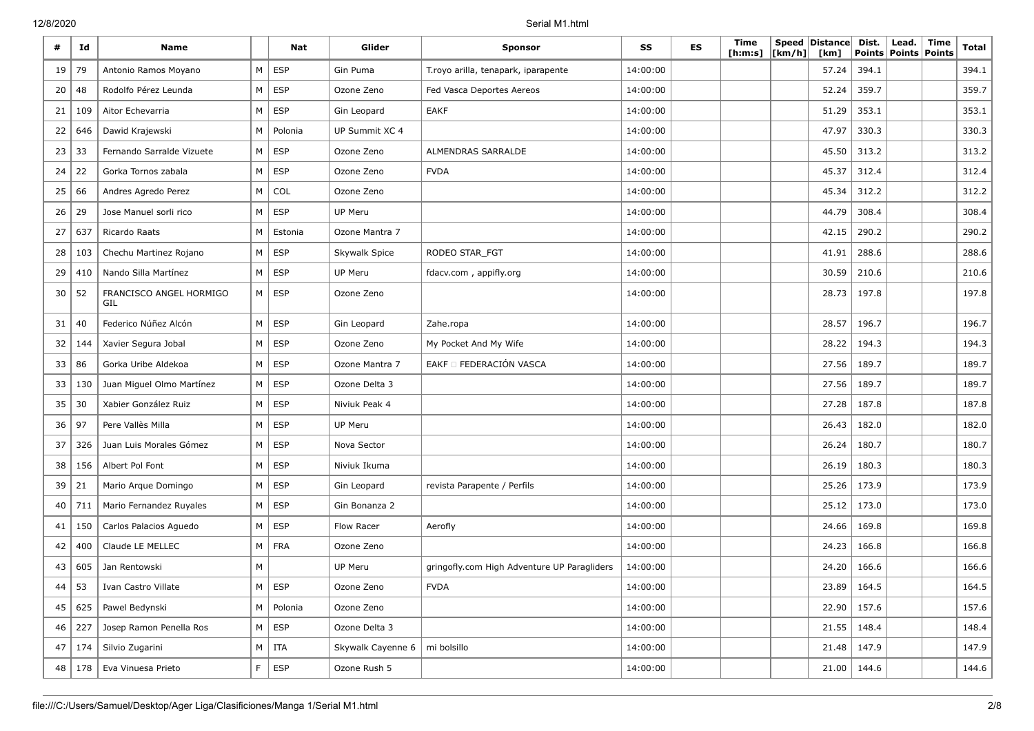| # | Id | Name | | Nat | Glider | Sponsor | SS | ES | Time [h:m:s] | Speed [km/h] | Distance [km] | Dist. Points | Lead. Points | Time Points | Total |
|---|---|---|---|---|---|---|---|---|---|---|---|---|---|---|---|
| 19 | 79 | Antonio Ramos Moyano | M | ESP | Gin Puma | T.royo arilla, tenapark, iparapente | 14:00:00 | | | | 57.24 | 394.1 | | | 394.1 |
| 20 | 48 | Rodolfo Pérez Leunda | M | ESP | Ozone Zeno | Fed Vasca Deportes Aereos | 14:00:00 | | | | 52.24 | 359.7 | | | 359.7 |
| 21 | 109 | Aitor Echevarria | M | ESP | Gin Leopard | EAKF | 14:00:00 | | | | 51.29 | 353.1 | | | 353.1 |
| 22 | 646 | Dawid Krajewski | M | Polonia | UP Summit XC 4 | | 14:00:00 | | | | 47.97 | 330.3 | | | 330.3 |
| 23 | 33 | Fernando Sarralde Vizuete | M | ESP | Ozone Zeno | ALMENDRAS SARRALDE | 14:00:00 | | | | 45.50 | 313.2 | | | 313.2 |
| 24 | 22 | Gorka Tornos zabala | M | ESP | Ozone Zeno | FVDA | 14:00:00 | | | | 45.37 | 312.4 | | | 312.4 |
| 25 | 66 | Andres Agredo Perez | M | COL | Ozone Zeno | | 14:00:00 | | | | 45.34 | 312.2 | | | 312.2 |
| 26 | 29 | Jose Manuel sorli rico | M | ESP | UP Meru | | 14:00:00 | | | | 44.79 | 308.4 | | | 308.4 |
| 27 | 637 | Ricardo Raats | M | Estonia | Ozone Mantra 7 | | 14:00:00 | | | | 42.15 | 290.2 | | | 290.2 |
| 28 | 103 | Chechu Martinez Rojano | M | ESP | Skywalk Spice | RODEO STAR_FGT | 14:00:00 | | | | 41.91 | 288.6 | | | 288.6 |
| 29 | 410 | Nando Silla Martínez | M | ESP | UP Meru | fdacv.com , appifly.org | 14:00:00 | | | | 30.59 | 210.6 | | | 210.6 |
| 30 | 52 | FRANCISCO ANGEL HORMIGO GIL | M | ESP | Ozone Zeno | | 14:00:00 | | | | 28.73 | 197.8 | | | 197.8 |
| 31 | 40 | Federico Núñez Alcón | M | ESP | Gin Leopard | Zahe.ropa | 14:00:00 | | | | 28.57 | 196.7 | | | 196.7 |
| 32 | 144 | Xavier Segura Jobal | M | ESP | Ozone Zeno | My Pocket And My Wife | 14:00:00 | | | | 28.22 | 194.3 | | | 194.3 |
| 33 | 86 | Gorka Uribe Aldekoa | M | ESP | Ozone Mantra 7 | EAKF □ FEDERACIÓN VASCA | 14:00:00 | | | | 27.56 | 189.7 | | | 189.7 |
| 33 | 130 | Juan Miguel Olmo Martínez | M | ESP | Ozone Delta 3 | | 14:00:00 | | | | 27.56 | 189.7 | | | 189.7 |
| 35 | 30 | Xabier González Ruiz | M | ESP | Niviuk Peak 4 | | 14:00:00 | | | | 27.28 | 187.8 | | | 187.8 |
| 36 | 97 | Pere Vallès Milla | M | ESP | UP Meru | | 14:00:00 | | | | 26.43 | 182.0 | | | 182.0 |
| 37 | 326 | Juan Luis Morales Gómez | M | ESP | Nova Sector | | 14:00:00 | | | | 26.24 | 180.7 | | | 180.7 |
| 38 | 156 | Albert Pol Font | M | ESP | Niviuk Ikuma | | 14:00:00 | | | | 26.19 | 180.3 | | | 180.3 |
| 39 | 21 | Mario Arque Domingo | M | ESP | Gin Leopard | revista Parapente / Perfils | 14:00:00 | | | | 25.26 | 173.9 | | | 173.9 |
| 40 | 711 | Mario Fernandez Ruyales | M | ESP | Gin Bonanza 2 | | 14:00:00 | | | | 25.12 | 173.0 | | | 173.0 |
| 41 | 150 | Carlos Palacios Aguedo | M | ESP | Flow Racer | Aerofly | 14:00:00 | | | | 24.66 | 169.8 | | | 169.8 |
| 42 | 400 | Claude LE MELLEC | M | FRA | Ozone Zeno | | 14:00:00 | | | | 24.23 | 166.8 | | | 166.8 |
| 43 | 605 | Jan Rentowski | M | | UP Meru | gringofly.com High Adventure UP Paragliders | 14:00:00 | | | | 24.20 | 166.6 | | | 166.6 |
| 44 | 53 | Ivan Castro Villate | M | ESP | Ozone Zeno | FVDA | 14:00:00 | | | | 23.89 | 164.5 | | | 164.5 |
| 45 | 625 | Pawel Bedynski | M | Polonia | Ozone Zeno | | 14:00:00 | | | | 22.90 | 157.6 | | | 157.6 |
| 46 | 227 | Josep Ramon Penella Ros | M | ESP | Ozone Delta 3 | | 14:00:00 | | | | 21.55 | 148.4 | | | 148.4 |
| 47 | 174 | Silvio Zugarini | M | ITA | Skywalk Cayenne 6 | mi bolsillo | 14:00:00 | | | | 21.48 | 147.9 | | | 147.9 |
| 48 | 178 | Eva Vinuesa Prieto | F | ESP | Ozone Rush 5 | | 14:00:00 | | | | 21.00 | 144.6 | | | 144.6 |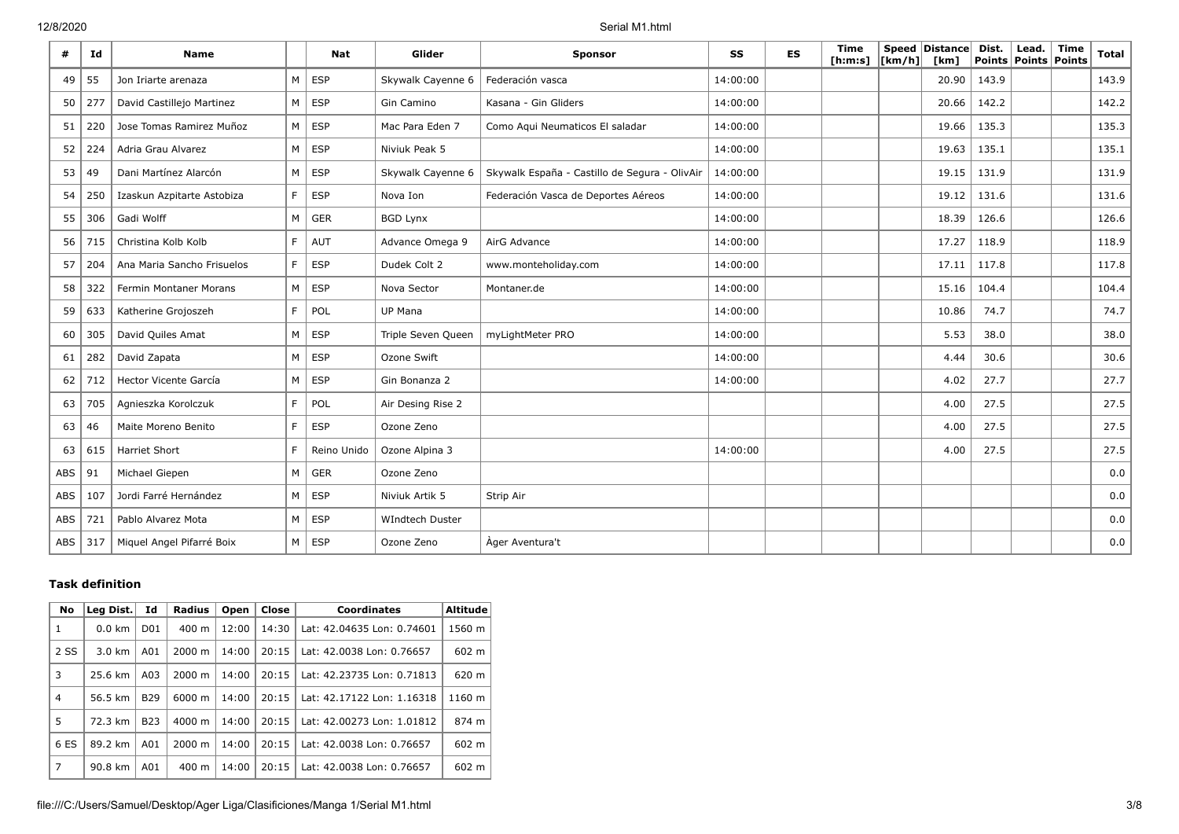| # | Id | Name | | Nat | Glider | Sponsor | SS | ES | Time [h:m:s] | Speed [km/h] | Distance [km] | Dist. Points | Lead. Points | Time Points | Total |
|---|---|---|---|---|---|---|---|---|---|---|---|---|---|---|---|
| 49 | 55 | Jon Iriarte arenaza | M | ESP | Skywalk Cayenne 6 | Federación vasca | 14:00:00 | | | | 20.90 | 143.9 | | | 143.9 |
| 50 | 277 | David Castillejo Martinez | M | ESP | Gin Camino | Kasana - Gin Gliders | 14:00:00 | | | | 20.66 | 142.2 | | | 142.2 |
| 51 | 220 | Jose Tomas Ramirez Muñoz | M | ESP | Mac Para Eden 7 | Como Aqui Neumaticos El saladar | 14:00:00 | | | | 19.66 | 135.3 | | | 135.3 |
| 52 | 224 | Adria Grau Alvarez | M | ESP | Niviuk Peak 5 | | 14:00:00 | | | | 19.63 | 135.1 | | | 135.1 |
| 53 | 49 | Dani Martínez Alarcón | M | ESP | Skywalk Cayenne 6 | Skywalk España - Castillo de Segura - OlivAir | 14:00:00 | | | | 19.15 | 131.9 | | | 131.9 |
| 54 | 250 | Izaskun Azpitarte Astobiza | F | ESP | Nova Ion | Federación Vasca de Deportes Aéreos | 14:00:00 | | | | 19.12 | 131.6 | | | 131.6 |
| 55 | 306 | Gadi Wolff | M | GER | BGD Lynx | | 14:00:00 | | | | 18.39 | 126.6 | | | 126.6 |
| 56 | 715 | Christina Kolb Kolb | F | AUT | Advance Omega 9 | AirG Advance | 14:00:00 | | | | 17.27 | 118.9 | | | 118.9 |
| 57 | 204 | Ana Maria Sancho Frisuelos | F | ESP | Dudek Colt 2 | www.monteholiday.com | 14:00:00 | | | | 17.11 | 117.8 | | | 117.8 |
| 58 | 322 | Fermin Montaner Morans | M | ESP | Nova Sector | Montaner.de | 14:00:00 | | | | 15.16 | 104.4 | | | 104.4 |
| 59 | 633 | Katherine Grojoszeh | F | POL | UP Mana | | 14:00:00 | | | | 10.86 | 74.7 | | | 74.7 |
| 60 | 305 | David Quiles Amat | M | ESP | Triple Seven Queen | myLightMeter PRO | 14:00:00 | | | | 5.53 | 38.0 | | | 38.0 |
| 61 | 282 | David Zapata | M | ESP | Ozone Swift | | 14:00:00 | | | | 4.44 | 30.6 | | | 30.6 |
| 62 | 712 | Hector Vicente García | M | ESP | Gin Bonanza 2 | | 14:00:00 | | | | 4.02 | 27.7 | | | 27.7 |
| 63 | 705 | Agnieszka Korolczuk | F | POL | Air Desing Rise 2 | | | | | | 4.00 | 27.5 | | | 27.5 |
| 63 | 46 | Maite Moreno Benito | F | ESP | Ozone Zeno | | | | | | 4.00 | 27.5 | | | 27.5 |
| 63 | 615 | Harriet Short | F | Reino Unido | Ozone Alpina 3 | | 14:00:00 | | | | 4.00 | 27.5 | | | 27.5 |
| ABS | 91 | Michael Giepen | M | GER | Ozone Zeno | | | | | | | | | | 0.0 |
| ABS | 107 | Jordi Farré Hernández | M | ESP | Niviuk Artik 5 | Strip Air | | | | | | | | | 0.0 |
| ABS | 721 | Pablo Alvarez Mota | M | ESP | WIndtech Duster | | | | | | | | | | 0.0 |
| ABS | 317 | Miquel Angel Pifarré Boix | M | ESP | Ozone Zeno | Àger Aventura't | | | | | | | | | 0.0 |

### Task definition

| No | Leg Dist. | Id | Radius | Open | Close | Coordinates | Altitude |
|---|---|---|---|---|---|---|---|
| 1 | 0.0 km | D01 | 400 m | 12:00 | 14:30 | Lat: 42.04635 Lon: 0.74601 | 1560 m |
| 2 SS | 3.0 km | A01 | 2000 m | 14:00 | 20:15 | Lat: 42.0038 Lon: 0.76657 | 602 m |
| 3 | 25.6 km | A03 | 2000 m | 14:00 | 20:15 | Lat: 42.23735 Lon: 0.71813 | 620 m |
| 4 | 56.5 km | B29 | 6000 m | 14:00 | 20:15 | Lat: 42.17122 Lon: 1.16318 | 1160 m |
| 5 | 72.3 km | B23 | 4000 m | 14:00 | 20:15 | Lat: 42.00273 Lon: 1.01812 | 874 m |
| 6 ES | 89.2 km | A01 | 2000 m | 14:00 | 20:15 | Lat: 42.0038 Lon: 0.76657 | 602 m |
| 7 | 90.8 km | A01 | 400 m | 14:00 | 20:15 | Lat: 42.0038 Lon: 0.76657 | 602 m |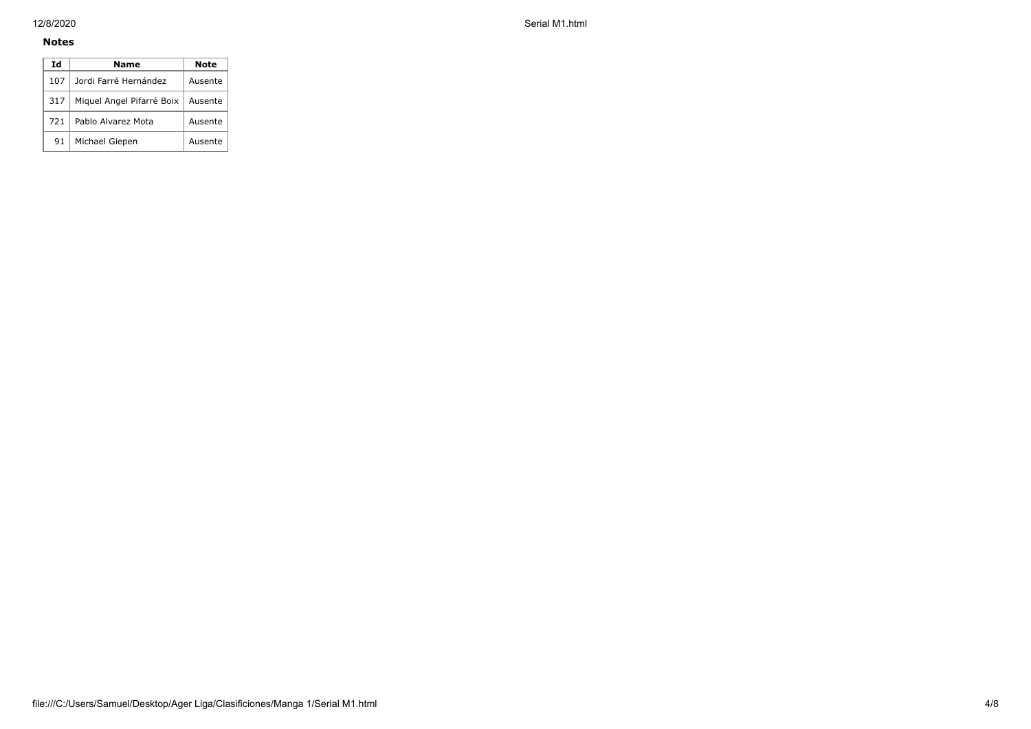**Notes**

| Id | Name | Note |
| --- | --- | --- |
| 107 | Jordi Farré Hernández | Ausente |
| 317 | Miquel Angel Pifarré Boix | Ausente |
| 721 | Pablo Alvarez Mota | Ausente |
| 91 | Michael Giepen | Ausente |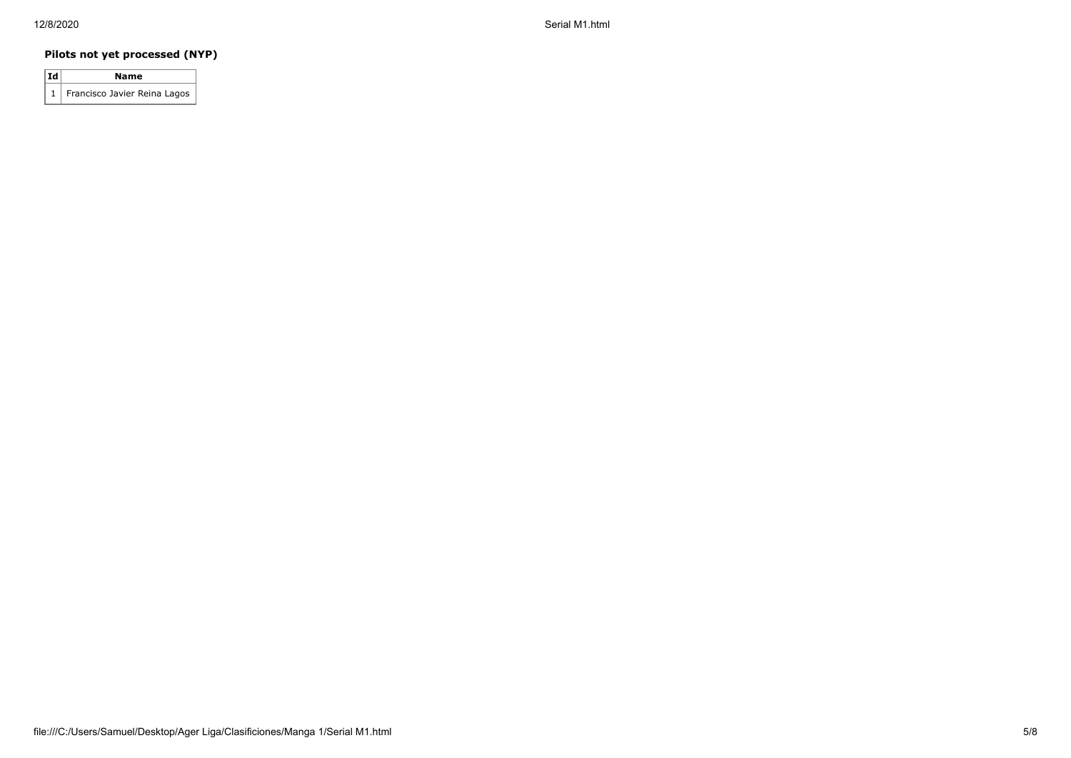### Pilots not yet processed (NYP)

| Id | Name |
|---|---|
| 1 | Francisco Javier Reina Lagos |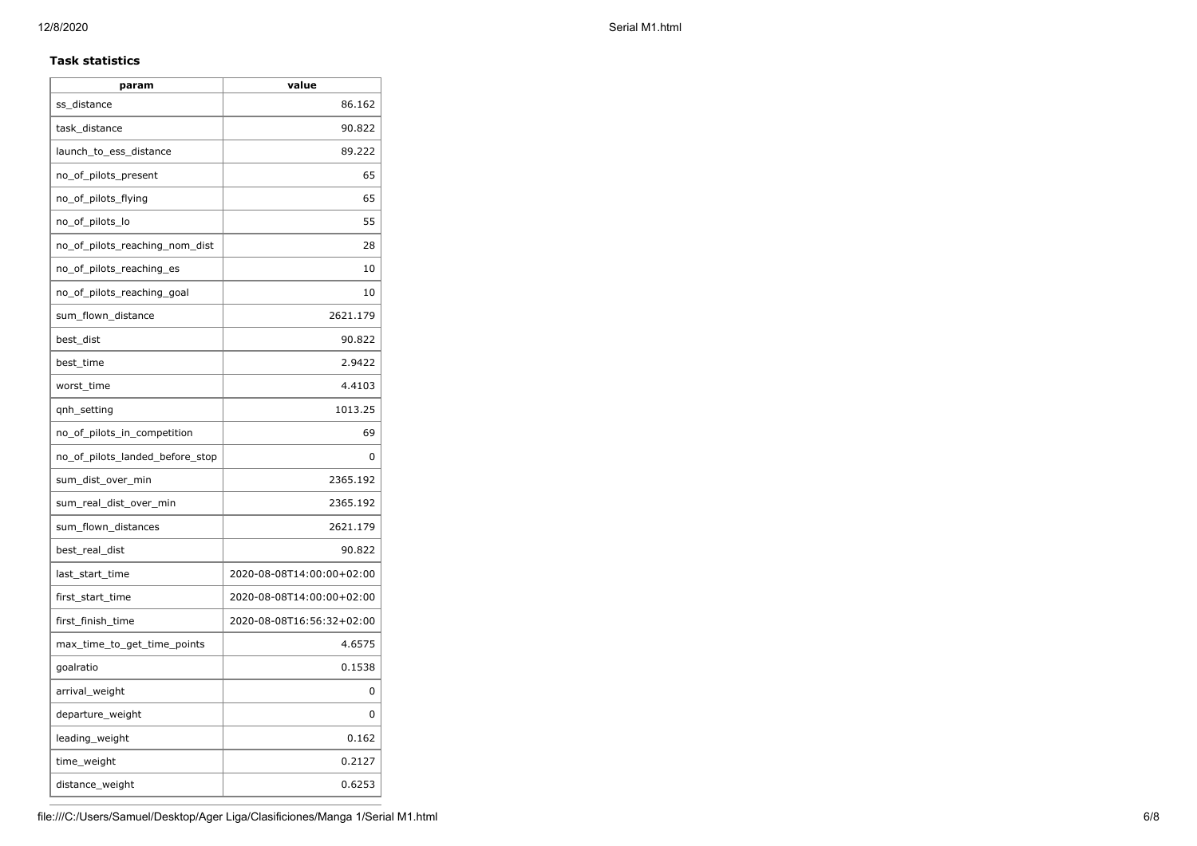**Task statistics**

| param | value |
| --- | --- |
| ss_distance | 86.162 |
| task_distance | 90.822 |
| launch_to_ess_distance | 89.222 |
| no_of_pilots_present | 65 |
| no_of_pilots_flying | 65 |
| no_of_pilots_lo | 55 |
| no_of_pilots_reaching_nom_dist | 28 |
| no_of_pilots_reaching_es | 10 |
| no_of_pilots_reaching_goal | 10 |
| sum_flown_distance | 2621.179 |
| best_dist | 90.822 |
| best_time | 2.9422 |
| worst_time | 4.4103 |
| qnh_setting | 1013.25 |
| no_of_pilots_in_competition | 69 |
| no_of_pilots_landed_before_stop | 0 |
| sum_dist_over_min | 2365.192 |
| sum_real_dist_over_min | 2365.192 |
| sum_flown_distances | 2621.179 |
| best_real_dist | 90.822 |
| last_start_time | 2020-08-08T14:00:00+02:00 |
| first_start_time | 2020-08-08T14:00:00+02:00 |
| first_finish_time | 2020-08-08T16:56:32+02:00 |
| max_time_to_get_time_points | 4.6575 |
| goalratio | 0.1538 |
| arrival_weight | 0 |
| departure_weight | 0 |
| leading_weight | 0.162 |
| time_weight | 0.2127 |
| distance_weight | 0.6253 |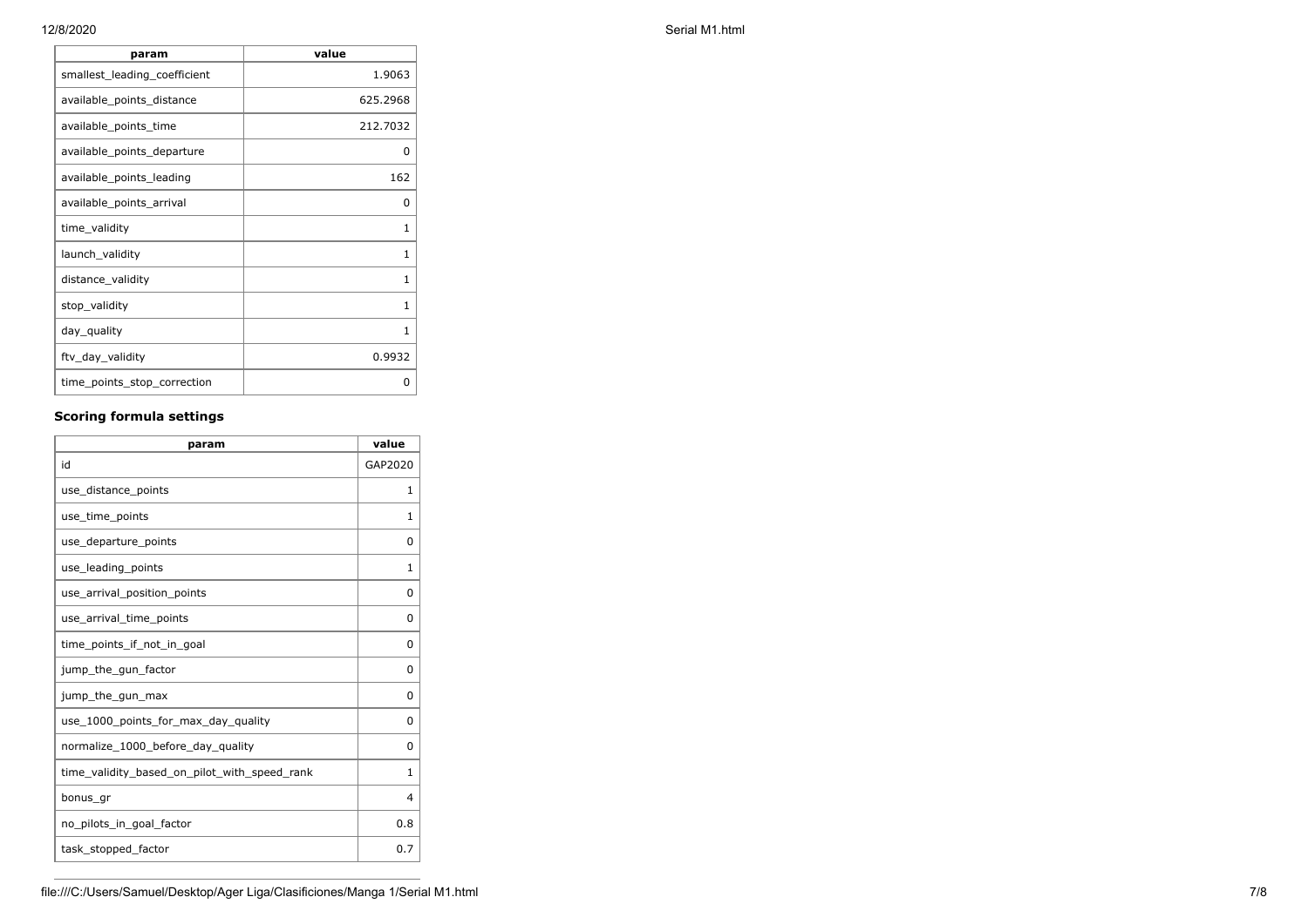| param | value |
|---|---|
| smallest_leading_coefficient | 1.9063 |
| available_points_distance | 625.2968 |
| available_points_time | 212.7032 |
| available_points_departure | 0 |
| available_points_leading | 162 |
| available_points_arrival | 0 |
| time_validity | 1 |
| launch_validity | 1 |
| distance_validity | 1 |
| stop_validity | 1 |
| day_quality | 1 |
| ftv_day_validity | 0.9932 |
| time_points_stop_correction | 0 |

### Scoring formula settings

| param | value |
|---|---|
| id | GAP2020 |
| use_distance_points | 1 |
| use_time_points | 1 |
| use_departure_points | 0 |
| use_leading_points | 1 |
| use_arrival_position_points | 0 |
| use_arrival_time_points | 0 |
| time_points_if_not_in_goal | 0 |
| jump_the_gun_factor | 0 |
| jump_the_gun_max | 0 |
| use_1000_points_for_max_day_quality | 0 |
| normalize_1000_before_day_quality | 0 |
| time_validity_based_on_pilot_with_speed_rank | 1 |
| bonus_gr | 4 |
| no_pilots_in_goal_factor | 0.8 |
| task_stopped_factor | 0.7 |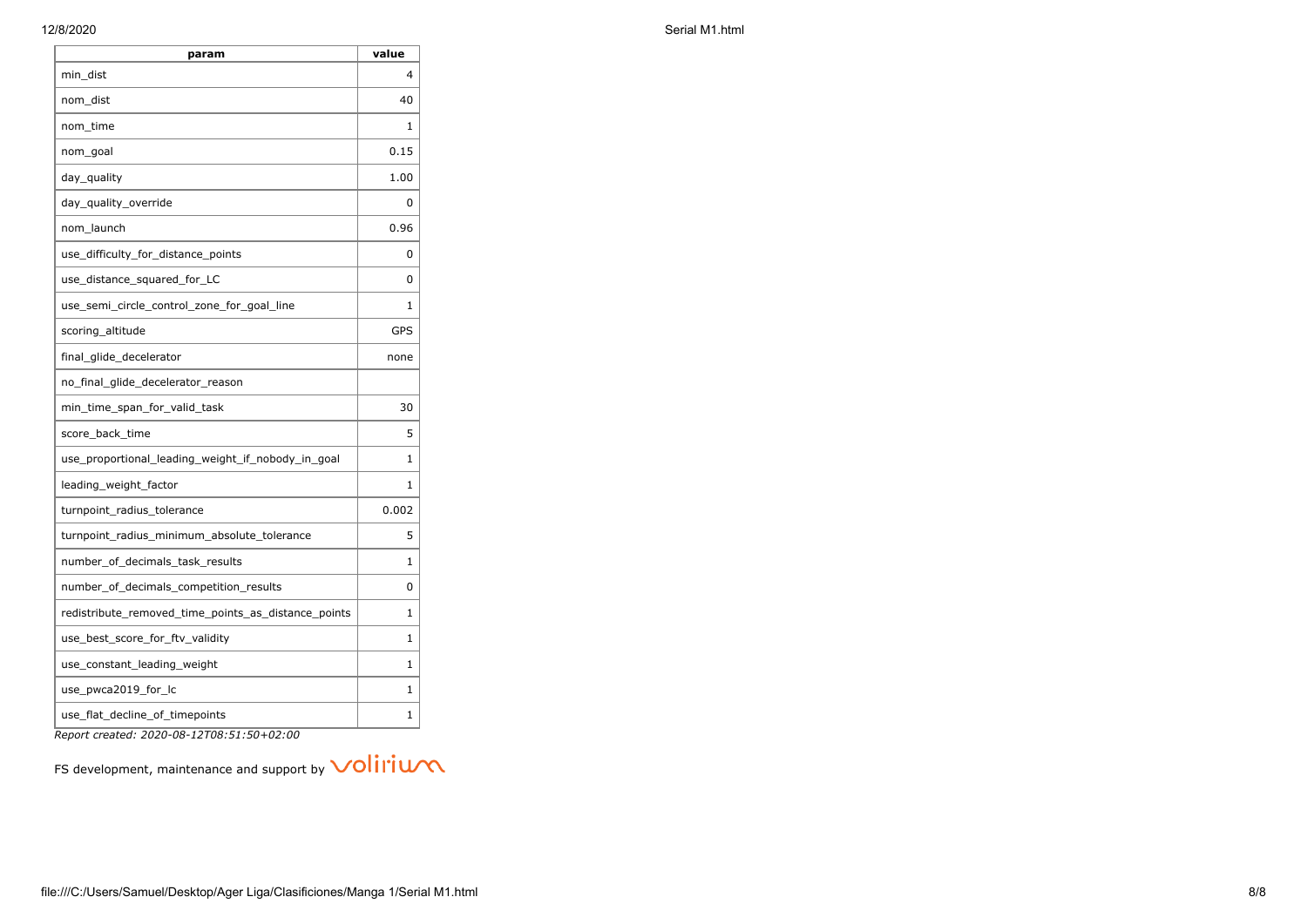| param | value |
|---|---|
| min_dist | 4 |
| nom_dist | 40 |
| nom_time | 1 |
| nom_goal | 0.15 |
| day_quality | 1.00 |
| day_quality_override | 0 |
| nom_launch | 0.96 |
| use_difficulty_for_distance_points | 0 |
| use_distance_squared_for_LC | 0 |
| use_semi_circle_control_zone_for_goal_line | 1 |
| scoring_altitude | GPS |
| final_glide_decelerator | none |
| no_final_glide_decelerator_reason | |
| min_time_span_for_valid_task | 30 |
| score_back_time | 5 |
| use_proportional_leading_weight_if_nobody_in_goal | 1 |
| leading_weight_factor | 1 |
| turnpoint_radius_tolerance | 0.002 |
| turnpoint_radius_minimum_absolute_tolerance | 5 |
| number_of_decimals_task_results | 1 |
| number_of_decimals_competition_results | 0 |
| redistribute_removed_time_points_as_distance_points | 1 |
| use_best_score_for_ftv_validity | 1 |
| use_constant_leading_weight | 1 |
| use_pwca2019_for_lc | 1 |
| use_flat_decline_of_timepoints | 1 |

*Report created: 2020-08-12T08:51:50+02:00*

FS development, maintenance and support by volirium